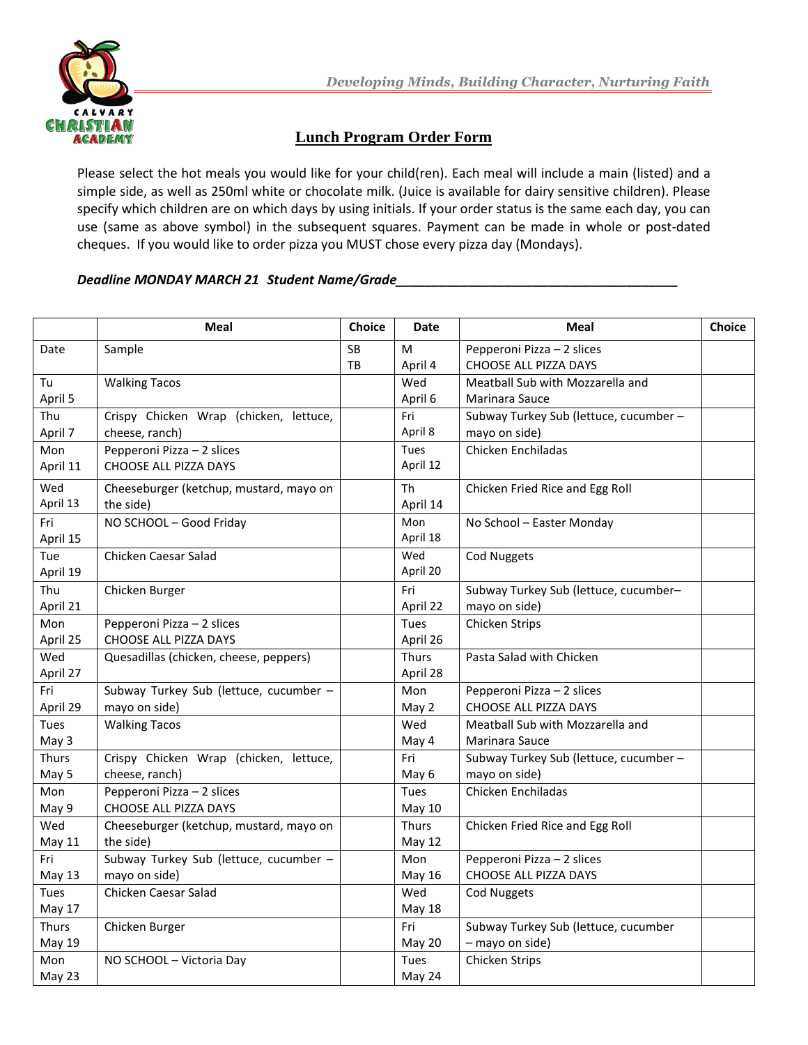CALVARY CHRISTIAN ACADEMY

*Developing Minds, Building Character, Nurturing Faith*

## Lunch Program Order Form

Please select the hot meals you would like for your child(ren). Each meal will include a main (listed) and a simple side, as well as 250ml white or chocolate milk. (Juice is available for dairy sensitive children). Please specify which children are on which days by using initials. If your order status is the same each day, you can use (same as above symbol) in the subsequent squares. Payment can be made in whole or post-dated cheques. If you would like to order pizza you MUST chose every pizza day (Mondays).

***Deadline MONDAY MARCH 21 Student Name/Grade_______________________________________***

| | Meal | Choice | Date | Meal | Choice |
|---|---|---|---|---|---|
| Date | Sample | SB TB | M April 4 | Pepperoni Pizza – 2 slices CHOOSE ALL PIZZA DAYS | |
| Tu April 5 | Walking Tacos | | Wed April 6 | Meatball Sub with Mozzarella and Marinara Sauce | |
| Thu April 7 | Crispy Chicken Wrap (chicken, lettuce, cheese, ranch) | | Fri April 8 | Subway Turkey Sub (lettuce, cucumber – mayo on side) | |
| Mon April 11 | Pepperoni Pizza – 2 slices CHOOSE ALL PIZZA DAYS | | Tues April 12 | Chicken Enchiladas | |
| Wed April 13 | Cheeseburger (ketchup, mustard, mayo on the side) | | Th April 14 | Chicken Fried Rice and Egg Roll | |
| Fri April 15 | NO SCHOOL – Good Friday | | Mon April 18 | No School – Easter Monday | |
| Tue April 19 | Chicken Caesar Salad | | Wed April 20 | Cod Nuggets | |
| Thu April 21 | Chicken Burger | | Fri April 22 | Subway Turkey Sub (lettuce, cucumber– mayo on side) | |
| Mon April 25 | Pepperoni Pizza – 2 slices CHOOSE ALL PIZZA DAYS | | Tues April 26 | Chicken Strips | |
| Wed April 27 | Quesadillas (chicken, cheese, peppers) | | Thurs April 28 | Pasta Salad with Chicken | |
| Fri April 29 | Subway Turkey Sub (lettuce, cucumber – mayo on side) | | Mon May 2 | Pepperoni Pizza – 2 slices CHOOSE ALL PIZZA DAYS | |
| Tues May 3 | Walking Tacos | | Wed May 4 | Meatball Sub with Mozzarella and Marinara Sauce | |
| Thurs May 5 | Crispy Chicken Wrap (chicken, lettuce, cheese, ranch) | | Fri May 6 | Subway Turkey Sub (lettuce, cucumber – mayo on side) | |
| Mon May 9 | Pepperoni Pizza – 2 slices CHOOSE ALL PIZZA DAYS | | Tues May 10 | Chicken Enchiladas | |
| Wed May 11 | Cheeseburger (ketchup, mustard, mayo on the side) | | Thurs May 12 | Chicken Fried Rice and Egg Roll | |
| Fri May 13 | Subway Turkey Sub (lettuce, cucumber – mayo on side) | | Mon May 16 | Pepperoni Pizza – 2 slices CHOOSE ALL PIZZA DAYS | |
| Tues May 17 | Chicken Caesar Salad | | Wed May 18 | Cod Nuggets | |
| Thurs May 19 | Chicken Burger | | Fri May 20 | Subway Turkey Sub (lettuce, cucumber – mayo on side) | |
| Mon May 23 | NO SCHOOL – Victoria Day | | Tues May 24 | Chicken Strips | |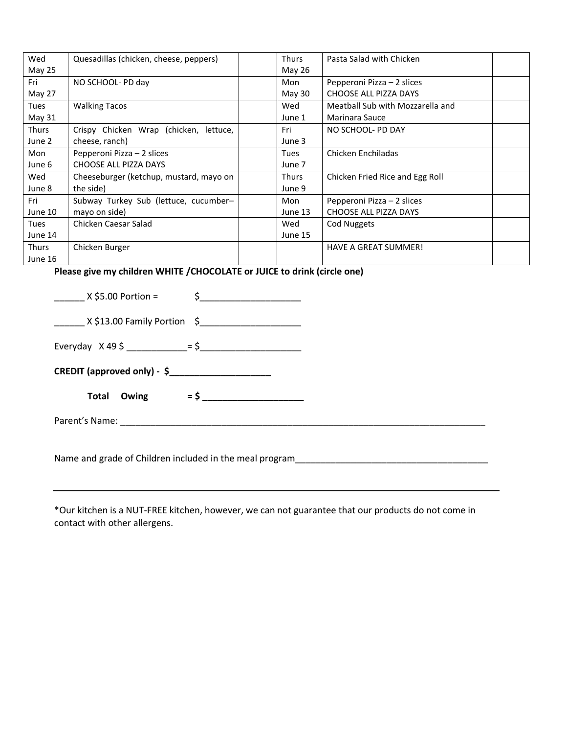| | | | | | |
|---|---|---|---|---|---|
| Wed May 25 | Quesadillas (chicken, cheese, peppers) | | Thurs May 26 | Pasta Salad with Chicken | |
| Fri May 27 | NO SCHOOL- PD day | | Mon May 30 | Pepperoni Pizza – 2 slices CHOOSE ALL PIZZA DAYS | |
| Tues May 31 | Walking Tacos | | Wed June 1 | Meatball Sub with Mozzarella and Marinara Sauce | |
| Thurs June 2 | Crispy Chicken Wrap (chicken, lettuce, cheese, ranch) | | Fri June 3 | NO SCHOOL- PD DAY | |
| Mon June 6 | Pepperoni Pizza – 2 slices CHOOSE ALL PIZZA DAYS | | Tues June 7 | Chicken Enchiladas | |
| Wed June 8 | Cheeseburger (ketchup, mustard, mayo on the side) | | Thurs June 9 | Chicken Fried Rice and Egg Roll | |
| Fri June 10 | Subway Turkey Sub (lettuce, cucumber– mayo on side) | | Mon June 13 | Pepperoni Pizza – 2 slices CHOOSE ALL PIZZA DAYS | |
| Tues June 14 | Chicken Caesar Salad | | Wed June 15 | Cod Nuggets | |
| Thurs June 16 | Chicken Burger | | | HAVE A GREAT SUMMER! | |

**Please give my children WHITE /CHOCOLATE or JUICE to drink (circle one)**

______ X $5.00 Portion = $____________________

______ X $13.00 Family Portion $____________________

Everyday X 49 $ ____________= $____________________

**CREDIT (approved only) - $____________________**

**Total Owing = $ ____________________**

Parent's Name: ______________________________________________________________________________

Name and grade of Children included in the meal program________________________________________

---

*Our kitchen is a NUT-FREE kitchen, however, we can not guarantee that our products do not come in contact with other allergens.